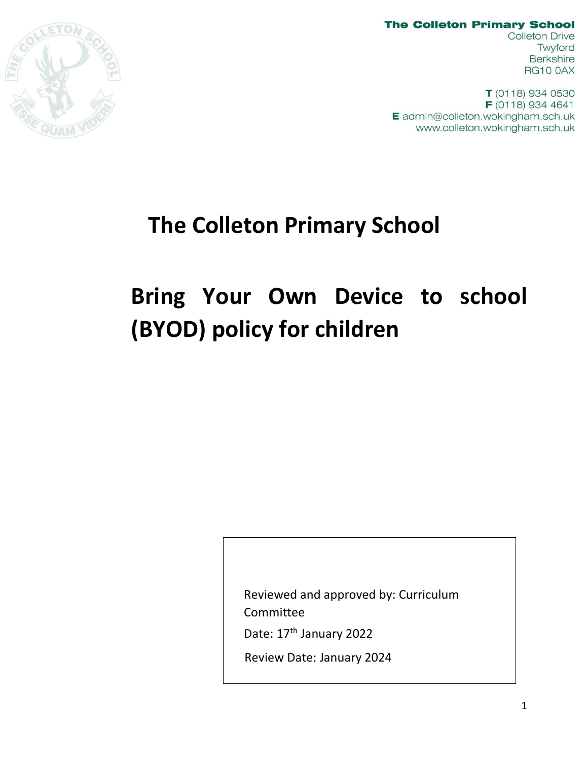**The Colleton Primary School**
Colleton Drive
Twyford
Berkshire
RG10 0AX

**T** (0118) 934 0530
**F** (0118) 934 4641
**E** admin@colleton.wokingham.sch.uk
www.colleton.wokingham.sch.uk

# The Colleton Primary School

# Bring Your Own Device to school (BYOD) policy for children

Reviewed and approved by: Curriculum Committee

Date: 17th January 2022

Review Date: January 2024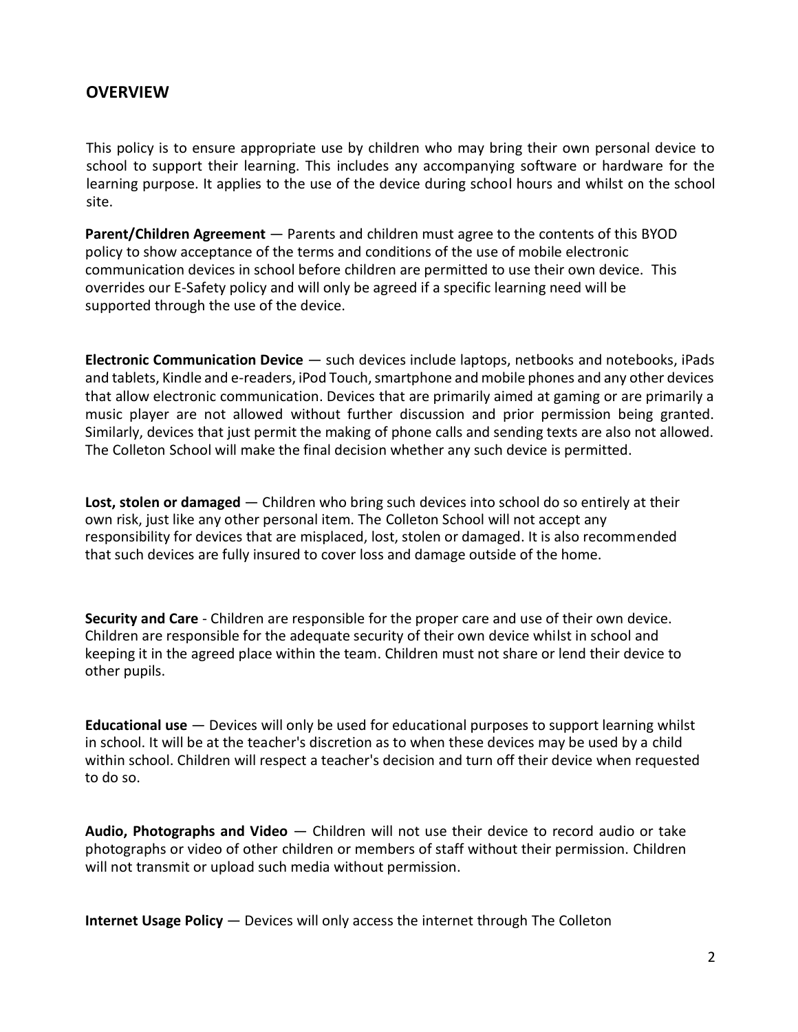## OVERVIEW

This policy is to ensure appropriate use by children who may bring their own personal device to school to support their learning. This includes any accompanying software or hardware for the learning purpose. It applies to the use of the device during school hours and whilst on the school site.

**Parent/Children Agreement** — Parents and children must agree to the contents of this BYOD policy to show acceptance of the terms and conditions of the use of mobile electronic communication devices in school before children are permitted to use their own device. This overrides our E-Safety policy and will only be agreed if a specific learning need will be supported through the use of the device.

**Electronic Communication Device** — such devices include laptops, netbooks and notebooks, iPads and tablets, Kindle and e-readers, iPod Touch, smartphone and mobile phones and any other devices that allow electronic communication. Devices that are primarily aimed at gaming or are primarily a music player are not allowed without further discussion and prior permission being granted. Similarly, devices that just permit the making of phone calls and sending texts are also not allowed. The Colleton School will make the final decision whether any such device is permitted.

**Lost, stolen or damaged** — Children who bring such devices into school do so entirely at their own risk, just like any other personal item. The Colleton School will not accept any responsibility for devices that are misplaced, lost, stolen or damaged. It is also recommended that such devices are fully insured to cover loss and damage outside of the home.

**Security and Care** - Children are responsible for the proper care and use of their own device. Children are responsible for the adequate security of their own device whilst in school and keeping it in the agreed place within the team. Children must not share or lend their device to other pupils.

**Educational use** — Devices will only be used for educational purposes to support learning whilst in school. It will be at the teacher's discretion as to when these devices may be used by a child within school. Children will respect a teacher's decision and turn off their device when requested to do so.

**Audio, Photographs and Video** — Children will not use their device to record audio or take photographs or video of other children or members of staff without their permission. Children will not transmit or upload such media without permission.

**Internet Usage Policy** — Devices will only access the internet through The Colleton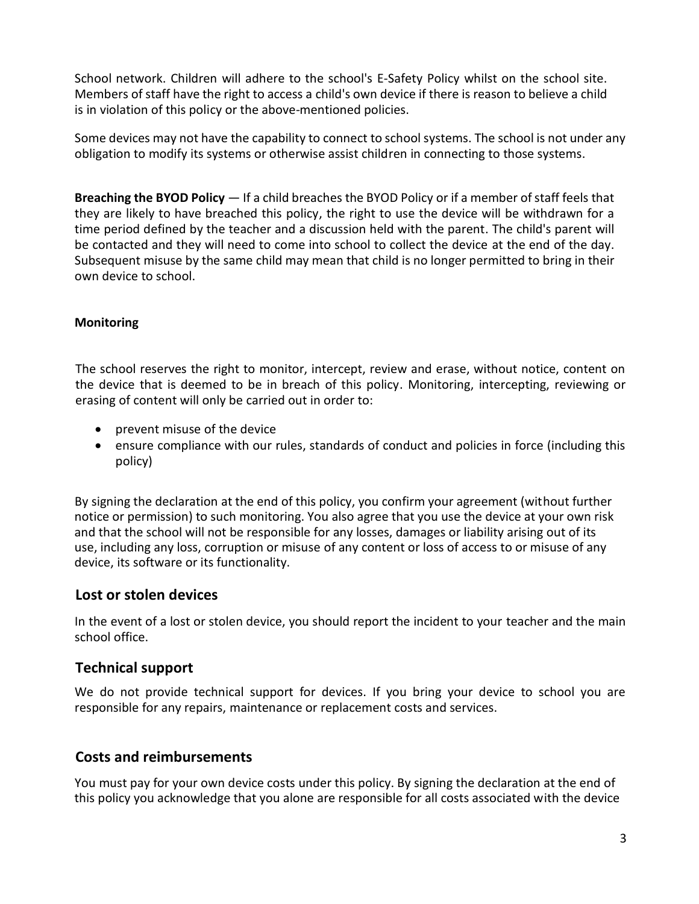School network. Children will adhere to the school's E-Safety Policy whilst on the school site. Members of staff have the right to access a child's own device if there is reason to believe a child is in violation of this policy or the above-mentioned policies.

Some devices may not have the capability to connect to school systems. The school is not under any obligation to modify its systems or otherwise assist children in connecting to those systems.

**Breaching the BYOD Policy** — If a child breaches the BYOD Policy or if a member of staff feels that they are likely to have breached this policy, the right to use the device will be withdrawn for a time period defined by the teacher and a discussion held with the parent. The child's parent will be contacted and they will need to come into school to collect the device at the end of the day. Subsequent misuse by the same child may mean that child is no longer permitted to bring in their own device to school.

#### Monitoring

The school reserves the right to monitor, intercept, review and erase, without notice, content on the device that is deemed to be in breach of this policy. Monitoring, intercepting, reviewing or erasing of content will only be carried out in order to:

- prevent misuse of the device
- ensure compliance with our rules, standards of conduct and policies in force (including this policy)

By signing the declaration at the end of this policy, you confirm your agreement (without further notice or permission) to such monitoring. You also agree that you use the device at your own risk and that the school will not be responsible for any losses, damages or liability arising out of its use, including any loss, corruption or misuse of any content or loss of access to or misuse of any device, its software or its functionality.

## Lost or stolen devices

In the event of a lost or stolen device, you should report the incident to your teacher and the main school office.

## Technical support

We do not provide technical support for devices. If you bring your device to school you are responsible for any repairs, maintenance or replacement costs and services.

## Costs and reimbursements

You must pay for your own device costs under this policy. By signing the declaration at the end of this policy you acknowledge that you alone are responsible for all costs associated with the device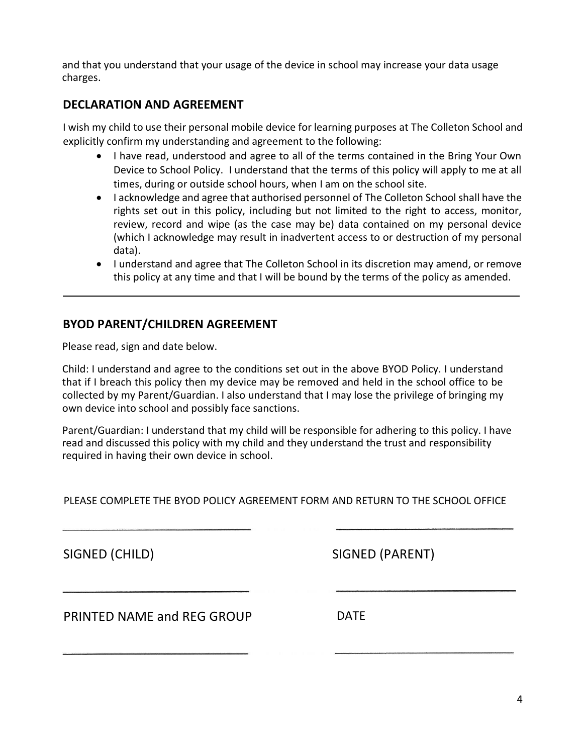and that you understand that your usage of the device in school may increase your data usage charges.

## DECLARATION AND AGREEMENT

I wish my child to use their personal mobile device for learning purposes at The Colleton School and explicitly confirm my understanding and agreement to the following:

- I have read, understood and agree to all of the terms contained in the Bring Your Own Device to School Policy. I understand that the terms of this policy will apply to me at all times, during or outside school hours, when I am on the school site.
- I acknowledge and agree that authorised personnel of The Colleton School shall have the rights set out in this policy, including but not limited to the right to access, monitor, review, record and wipe (as the case may be) data contained on my personal device (which I acknowledge may result in inadvertent access to or destruction of my personal data).
- I understand and agree that The Colleton School in its discretion may amend, or remove this policy at any time and that I will be bound by the terms of the policy as amended.

---

## BYOD PARENT/CHILDREN AGREEMENT

Please read, sign and date below.

Child: I understand and agree to the conditions set out in the above BYOD Policy. I understand that if I breach this policy then my device may be removed and held in the school office to be collected by my Parent/Guardian. I also understand that I may lose the privilege of bringing my own device into school and possibly face sanctions.

Parent/Guardian: I understand that my child will be responsible for adhering to this policy. I have read and discussed this policy with my child and they understand the trust and responsibility required in having their own device in school.

PLEASE COMPLETE THE BYOD POLICY AGREEMENT FORM AND RETURN TO THE SCHOOL OFFICE

______________________________ ______________________________

SIGNED (CHILD) SIGNED (PARENT)

______________________________ ______________________________

PRINTED NAME and REG GROUP DATE

______________________________ ______________________________